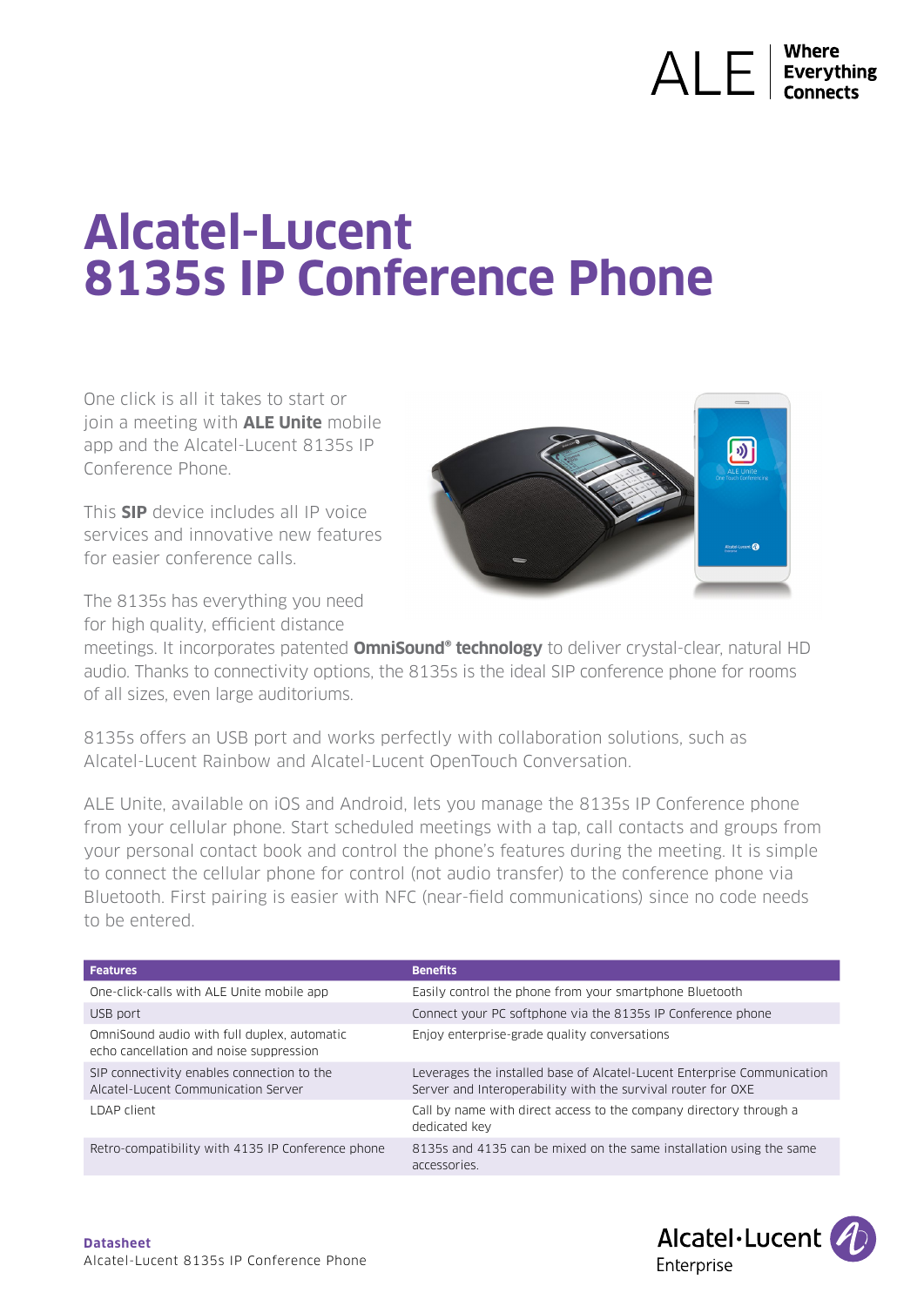# Alcatel-Lucent 8135s IP Conference Phone

One click is all it takes to start or join a meeting with **ALE Unite** mobile app and the Alcatel-Lucent 8135s IP Conference Phone.

This **SIP** device includes all IP voice services and innovative new features for easier conference calls.

The 8135s has everything you need for high quality, efficient distance meetings. It incorporates patented **OmniSound® technology** to deliver crystal-clear, natural HD audio. Thanks to connectivity options, the 8135s is the ideal SIP conference phone for rooms of all sizes, even large auditoriums.

8135s offers an USB port and works perfectly with collaboration solutions, such as Alcatel-Lucent Rainbow and Alcatel-Lucent OpenTouch Conversation.

ALE Unite, available on iOS and Android, lets you manage the 8135s IP Conference phone from your cellular phone. Start scheduled meetings with a tap, call contacts and groups from your personal contact book and control the phone's features during the meeting. It is simple to connect the cellular phone for control (not audio transfer) to the conference phone via Bluetooth. First pairing is easier with NFC (near-field communications) since no code needs to be entered.

| Features | Benefits |
|---|---|
| One-click-calls with ALE Unite mobile app | Easily control the phone from your smartphone Bluetooth |
| USB port | Connect your PC softphone via the 8135s IP Conference phone |
| OmniSound audio with full duplex, automatic echo cancellation and noise suppression | Enjoy enterprise-grade quality conversations |
| SIP connectivity enables connection to the Alcatel-Lucent Communication Server | Leverages the installed base of Alcatel-Lucent Enterprise Communication Server and Interoperability with the survival router for OXE |
| LDAP client | Call by name with direct access to the company directory through a dedicated key |
| Retro-compatibility with 4135 IP Conference phone | 8135s and 4135 can be mixed on the same installation using the same accessories. |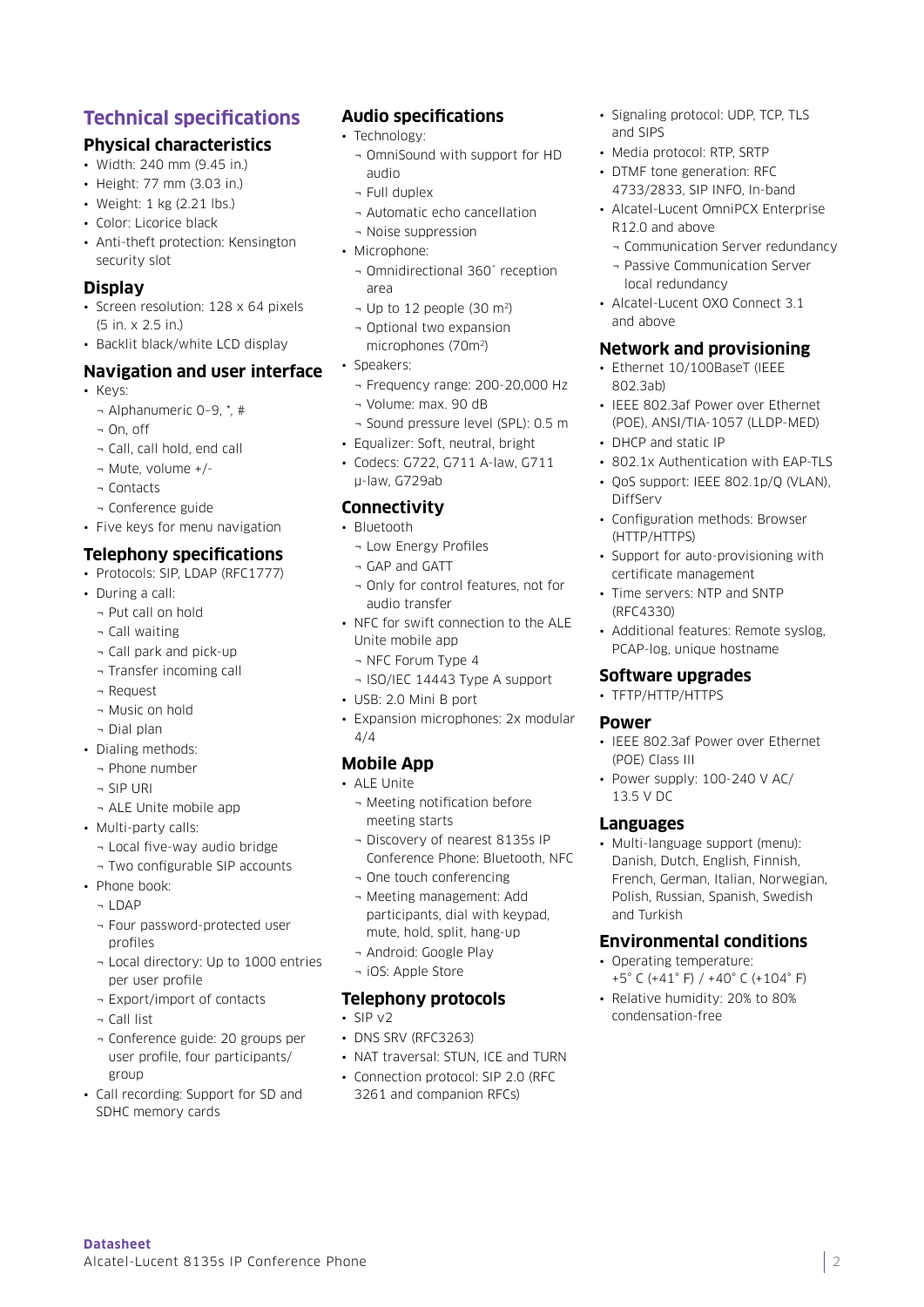# Technical specifications

## Physical characteristics

- Width: 240 mm (9.45 in.)
- Height: 77 mm (3.03 in.)
- Weight: 1 kg (2.21 lbs.)
- Color: Licorice black
- Anti-theft protection: Kensington security slot

## Display

- Screen resolution: 128 x 64 pixels (5 in. x 2.5 in.)
- Backlit black/white LCD display

## Navigation and user interface

- Keys:
  - Alphanumeric 0–9, *, #
  - On, off
  - Call, call hold, end call
  - Mute, volume +/-
  - Contacts
  - Conference guide
- Five keys for menu navigation

## Telephony specifications

- Protocols: SIP, LDAP (RFC1777)
- During a call:
  - Put call on hold
  - Call waiting
  - Call park and pick-up
  - Transfer incoming call
  - Request
  - Music on hold
  - Dial plan
- Dialing methods:
  - Phone number
  - SIP URI
  - ALE Unite mobile app
- Multi-party calls:
  - Local five-way audio bridge
  - Two configurable SIP accounts
- Phone book:
  - LDAP
  - Four password-protected user profiles
  - Local directory: Up to 1000 entries per user profile
  - Export/import of contacts
  - Call list
  - Conference guide: 20 groups per user profile, four participants/group
- Call recording: Support for SD and SDHC memory cards

## Audio specifications

- Technology:
  - OmniSound with support for HD audio
  - Full duplex
  - Automatic echo cancellation
  - Noise suppression
- Microphone:
  - Omnidirectional 360˚ reception area
  - Up to 12 people (30 m²)
  - Optional two expansion microphones (70m²)
- Speakers:
  - Frequency range: 200-20,000 Hz
  - Volume: max. 90 dB
  - Sound pressure level (SPL): 0.5 m
- Equalizer: Soft, neutral, bright
- Codecs: G722, G711 A-law, G711 μ-law, G729ab

## Connectivity

- Bluetooth
  - Low Energy Profiles
  - GAP and GATT
  - Only for control features, not for audio transfer
- NFC for swift connection to the ALE Unite mobile app
  - NFC Forum Type 4
  - ISO/IEC 14443 Type A support
- USB: 2.0 Mini B port
- Expansion microphones: 2x modular 4/4

## Mobile App

- ALE Unite
  - Meeting notification before meeting starts
  - Discovery of nearest 8135s IP Conference Phone: Bluetooth, NFC
  - One touch conferencing
  - Meeting management: Add participants, dial with keypad, mute, hold, split, hang-up
  - Android: Google Play
  - iOS: Apple Store

## Telephony protocols

- SIP v2
- DNS SRV (RFC3263)
- NAT traversal: STUN, ICE and TURN
- Connection protocol: SIP 2.0 (RFC 3261 and companion RFCs)
- Signaling protocol: UDP, TCP, TLS and SIPS
- Media protocol: RTP, SRTP
- DTMF tone generation: RFC 4733/2833, SIP INFO, In-band
- Alcatel-Lucent OmniPCX Enterprise R12.0 and above
  - Communication Server redundancy
  - Passive Communication Server local redundancy
- Alcatel-Lucent OXO Connect 3.1 and above

## Network and provisioning

- Ethernet 10/100BaseT (IEEE 802.3ab)
- IEEE 802.3af Power over Ethernet (POE), ANSI/TIA-1057 (LLDP-MED)
- DHCP and static IP
- 802.1x Authentication with EAP-TLS
- QoS support: IEEE 802.1p/Q (VLAN), DiffServ
- Configuration methods: Browser (HTTP/HTTPS)
- Support for auto-provisioning with certificate management
- Time servers: NTP and SNTP (RFC4330)
- Additional features: Remote syslog, PCAP-log, unique hostname

## Software upgrades

- TFTP/HTTP/HTTPS

## Power

- IEEE 802.3af Power over Ethernet (POE) Class III
- Power supply: 100-240 V AC/ 13.5 V DC

## Languages

- Multi-language support (menu): Danish, Dutch, English, Finnish, French, German, Italian, Norwegian, Polish, Russian, Spanish, Swedish and Turkish

## Environmental conditions

- Operating temperature: +5˚ C (+41˚ F) / +40˚ C (+104˚ F)
- Relative humidity: 20% to 80% condensation-free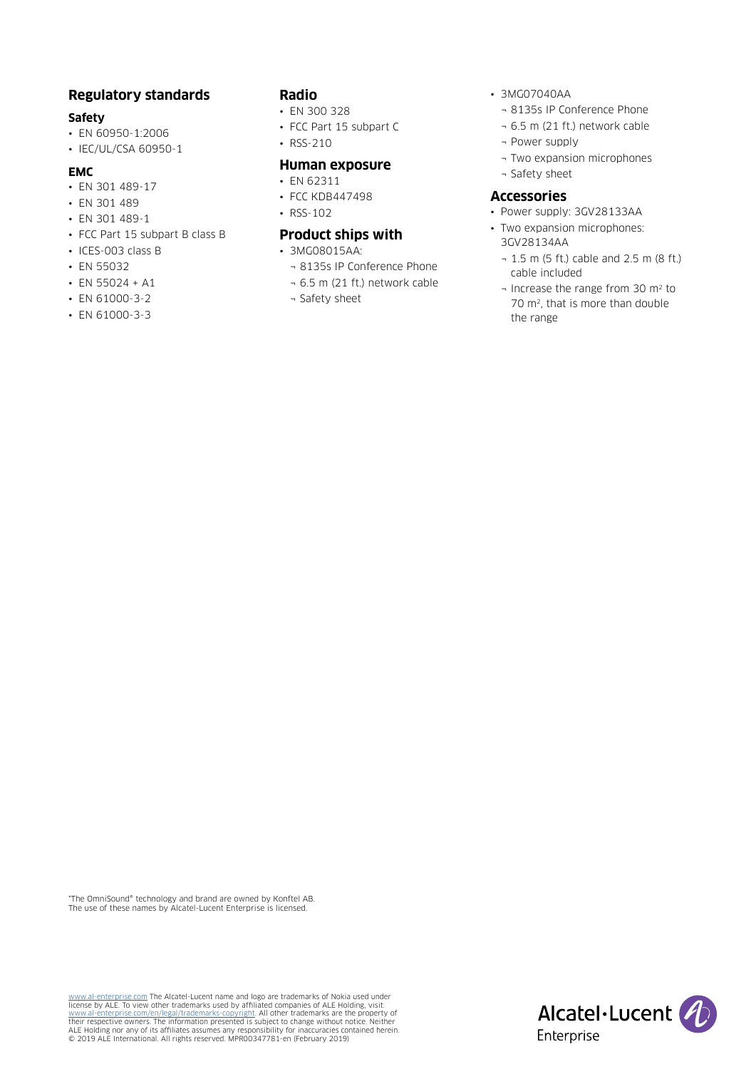## Regulatory standards

### Safety

- EN 60950-1:2006
- IEC/UL/CSA 60950-1

### EMC

- EN 301 489-17
- EN 301 489
- EN 301 489-1
- FCC Part 15 subpart B class B
- ICES-003 class B
- EN 55032
- EN 55024 + A1
- EN 61000-3-2
- EN 61000-3-3

## Radio

- EN 300 328
- FCC Part 15 subpart C
- RSS-210

## Human exposure

- EN 62311
- FCC KDB447498
- RSS-102

## Product ships with

- 3MG08015AA:
  - 8135s IP Conference Phone
  - 6.5 m (21 ft.) network cable
  - Safety sheet
- 3MG07040AA
  - 8135s IP Conference Phone
  - 6.5 m (21 ft.) network cable
  - Power supply
  - Two expansion microphones
  - Safety sheet

## Accessories

- Power supply: 3GV28133AA
- Two expansion microphones: 3GV28134AA
  - 1.5 m (5 ft.) cable and 2.5 m (8 ft.) cable included
  - Increase the range from 30 m² to 70 m², that is more than double the range

*The OmniSound® technology and brand are owned by Konftel AB. The use of these names by Alcatel-Lucent Enterprise is licensed.

www.al-enterprise.com The Alcatel-Lucent name and logo are trademarks of Nokia used under license by ALE. To view other trademarks used by affiliated companies of ALE Holding, visit: www.al-enterprise.com/en/legal/trademarks-copyright. All other trademarks are the property of their respective owners. The information presented is subject to change without notice. Neither ALE Holding nor any of its affiliates assumes any responsibility for inaccuracies contained herein. © 2019 ALE International. All rights reserved. MPR00347781-en (February 2019)

Alcatel·Lucent Enterprise